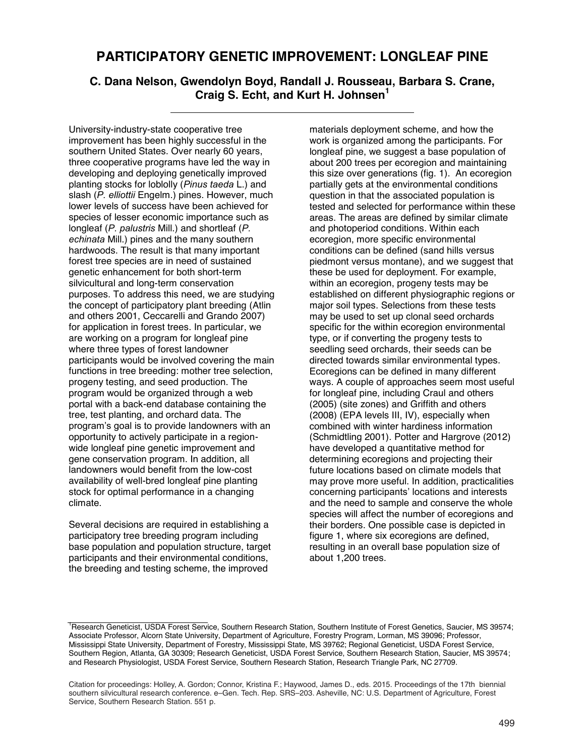# PARTICIPATORY GENETIC IMPROVEMENT: LONGLEAF PINE

## C. Dana Nelson, Gwendolyn Boyd, Randall J. Rousseau, Barbara S. Crane, Craig S. Echt, and Kurt H. Johnsen[1]

University-industry-state cooperative tree improvement has been highly successful in the southern United States. Over nearly 60 years, three cooperative programs have led the way in developing and deploying genetically improved planting stocks for loblolly (*Pinus taeda* L.) and slash (*P. elliottii* Engelm.) pines. However, much lower levels of success have been achieved for species of lesser economic importance such as longleaf (*P. palustris* Mill.) and shortleaf (*P. echinata* Mill.) pines and the many southern hardwoods. The result is that many important forest tree species are in need of sustained genetic enhancement for both short-term silvicultural and long-term conservation purposes. To address this need, we are studying the concept of participatory plant breeding (Atlin and others 2001, Ceccarelli and Grando 2007) for application in forest trees. In particular, we are working on a program for longleaf pine where three types of forest landowner participants would be involved covering the main functions in tree breeding: mother tree selection, progeny testing, and seed production. The program would be organized through a web portal with a back-end database containing the tree, test planting, and orchard data. The program's goal is to provide landowners with an opportunity to actively participate in a region-wide longleaf pine genetic improvement and gene conservation program. In addition, all landowners would benefit from the low-cost availability of well-bred longleaf pine planting stock for optimal performance in a changing climate.

Several decisions are required in establishing a participatory tree breeding program including base population and population structure, target participants and their environmental conditions, the breeding and testing scheme, the improved materials deployment scheme, and how the work is organized among the participants. For longleaf pine, we suggest a base population of about 200 trees per ecoregion and maintaining this size over generations (fig. 1). An ecoregion partially gets at the environmental conditions question in that the associated population is tested and selected for performance within these areas. The areas are defined by similar climate and photoperiod conditions. Within each ecoregion, more specific environmental conditions can be defined (sand hills versus piedmont versus montane), and we suggest that these be used for deployment. For example, within an ecoregion, progeny tests may be established on different physiographic regions or major soil types. Selections from these tests may be used to set up clonal seed orchards specific for the within ecoregion environmental type, or if converting the progeny tests to seedling seed orchards, their seeds can be directed towards similar environmental types. Ecoregions can be defined in many different ways. A couple of approaches seem most useful for longleaf pine, including Craul and others (2005) (site zones) and Griffith and others (2008) (EPA levels III, IV), especially when combined with winter hardiness information (Schmidtling 2001). Potter and Hargrove (2012) have developed a quantitative method for determining ecoregions and projecting their future locations based on climate models that may prove more useful. In addition, practicalities concerning participants' locations and interests and the need to sample and conserve the whole species will affect the number of ecoregions and their borders. One possible case is depicted in figure 1, where six ecoregions are defined, resulting in an overall base population size of about 1,200 trees.

---

[1]Research Geneticist, USDA Forest Service, Southern Research Station, Southern Institute of Forest Genetics, Saucier, MS 39574; Associate Professor, Alcorn State University, Department of Agriculture, Forestry Program, Lorman, MS 39096; Professor, Mississippi State University, Department of Forestry, Mississippi State, MS 39762; Regional Geneticist, USDA Forest Service, Southern Region, Atlanta, GA 30309; Research Geneticist, USDA Forest Service, Southern Research Station, Saucier, MS 39574; and Research Physiologist, USDA Forest Service, Southern Research Station, Research Triangle Park, NC 27709.

Citation for proceedings: Holley, A. Gordon; Connor, Kristina F.; Haywood, James D., eds. 2015. Proceedings of the 17th biennial southern silvicultural research conference. e–Gen. Tech. Rep. SRS–203. Asheville, NC: U.S. Department of Agriculture, Forest Service, Southern Research Station. 551 p.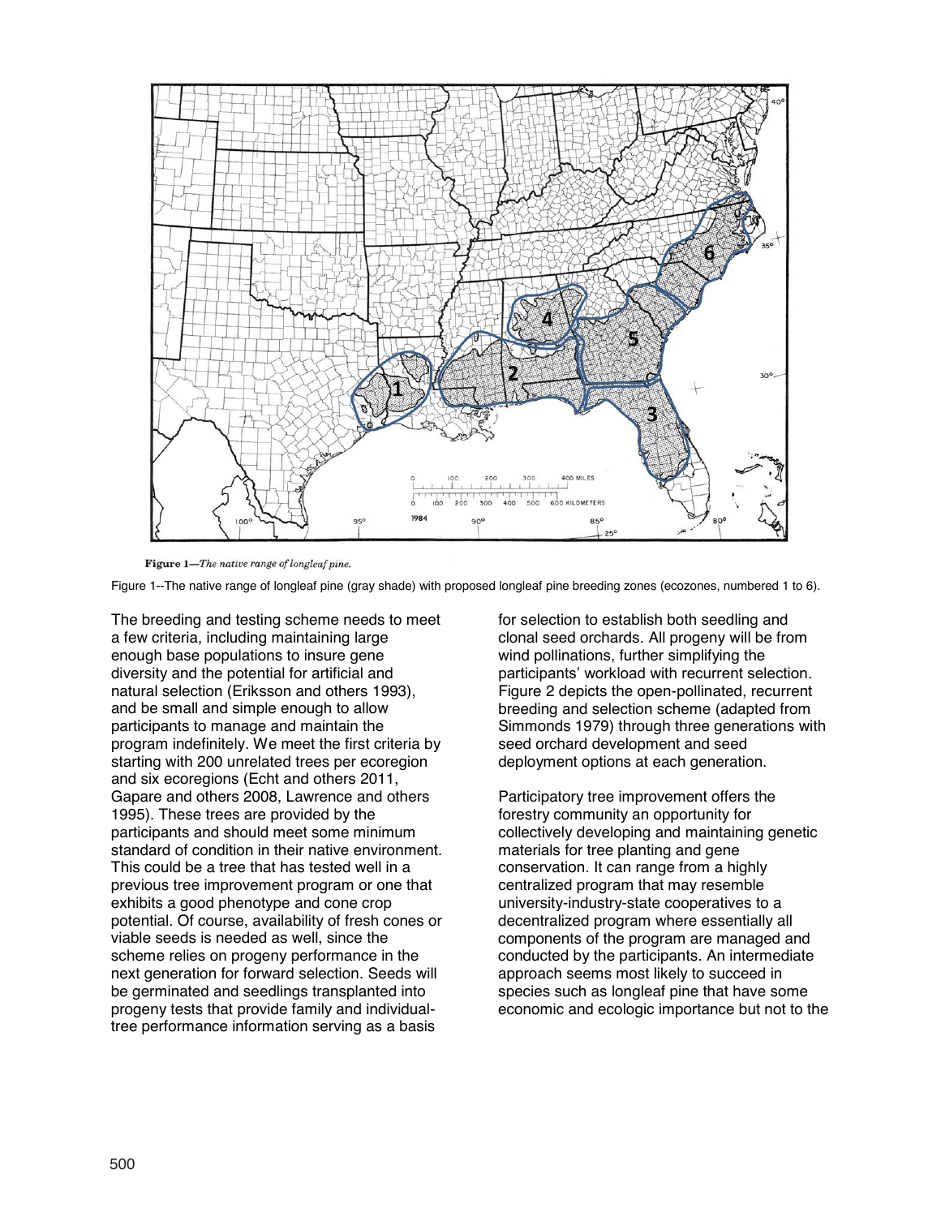Figure 1—*The native range of longleaf pine.*

Figure 1--The native range of longleaf pine (gray shade) with proposed longleaf pine breeding zones (ecozones, numbered 1 to 6).

The breeding and testing scheme needs to meet a few criteria, including maintaining large enough base populations to insure gene diversity and the potential for artificial and natural selection (Eriksson and others 1993), and be small and simple enough to allow participants to manage and maintain the program indefinitely. We meet the first criteria by starting with 200 unrelated trees per ecoregion and six ecoregions (Echt and others 2011, Gapare and others 2008, Lawrence and others 1995). These trees are provided by the participants and should meet some minimum standard of condition in their native environment. This could be a tree that has tested well in a previous tree improvement program or one that exhibits a good phenotype and cone crop potential. Of course, availability of fresh cones or viable seeds is needed as well, since the scheme relies on progeny performance in the next generation for forward selection. Seeds will be germinated and seedlings transplanted into progeny tests that provide family and individual-tree performance information serving as a basis for selection to establish both seedling and clonal seed orchards. All progeny will be from wind pollinations, further simplifying the participants' workload with recurrent selection. Figure 2 depicts the open-pollinated, recurrent breeding and selection scheme (adapted from Simmonds 1979) through three generations with seed orchard development and seed deployment options at each generation.

Participatory tree improvement offers the forestry community an opportunity for collectively developing and maintaining genetic materials for tree planting and gene conservation. It can range from a highly centralized program that may resemble university-industry-state cooperatives to a decentralized program where essentially all components of the program are managed and conducted by the participants. An intermediate approach seems most likely to succeed in species such as longleaf pine that have some economic and ecologic importance but not to the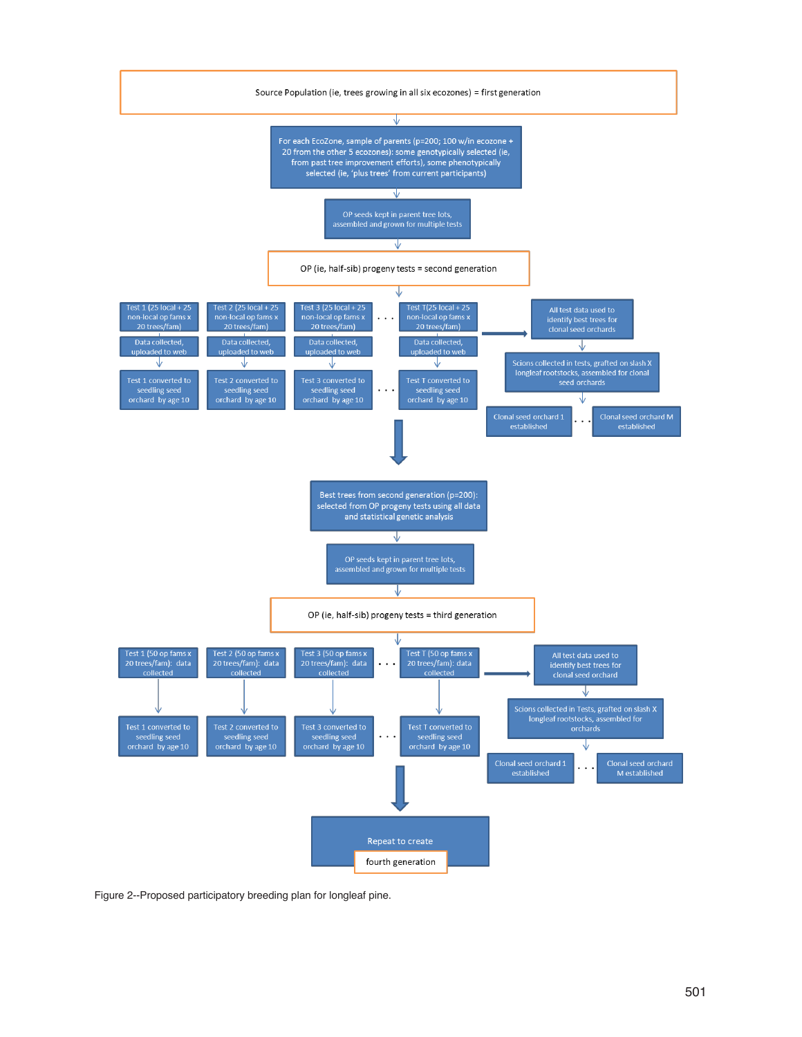Source Population (ie, trees growing in all six ecozones) = first generation

For each EcoZone, sample of parents (p=200; 100 w/in ecozone + 20 from the other 5 ecozones): some genotypically selected (ie, from past tree improvement efforts), some phenotypically selected (ie, 'plus trees' from current participants)

OP seeds kept in parent tree lots, assembled and grown for multiple tests

OP (ie, half-sib) progeny tests = second generation

| Test 1 (25 local + 25 non-local op fams x 20 trees/fam) | Test 2 (25 local + 25 non-local op fams x 20 trees/fam) | Test 3 (25 local + 25 non-local op fams x 20 trees/fam) | . . . | Test T(25 local + 25 non-local op fams x 20 trees/fam) |
|---|---|---|---|---|
| Data collected, uploaded to web | Data collected, uploaded to web | Data collected, uploaded to web | | Data collected, uploaded to web |
| Test 1 converted to seedling seed orchard by age 10 | Test 2 converted to seedling seed orchard by age 10 | Test 3 converted to seedling seed orchard by age 10 | . . . | Test T converted to seedling seed orchard by age 10 |

All test data used to identify best trees for clonal seed orchards

Scions collected in tests, grafted on slash X longleaf rootstocks, assembled for clonal seed orchards

Clonal seed orchard 1 established . . . Clonal seed orchard M established

Best trees from second generation (p=200): selected from OP progeny tests using all data and statistical genetic analysis

OP seeds kept in parent tree lots, assembled and grown for multiple tests

OP (ie, half-sib) progeny tests = third generation

| Test 1 (50 op fams x 20 trees/fam): data collected | Test 2 (50 op fams x 20 trees/fam): data collected | Test 3 (50 op fams x 20 trees/fam): data collected | . . . | Test T (50 op fams x 20 trees/fam): data collected |
|---|---|---|---|---|
| Test 1 converted to seedling seed orchard by age 10 | Test 2 converted to seedling seed orchard by age 10 | Test 3 converted to seedling seed orchard by age 10 | . . . | Test T converted to seedling seed orchard by age 10 |

All test data used to identify best trees for clonal seed orchard

Scions collected in Tests, grafted on slash X longleaf rootstocks, assembled for orchards

Clonal seed orchard 1 established . . . Clonal seed orchard M established

Repeat to create fourth generation

Figure 2--Proposed participatory breeding plan for longleaf pine.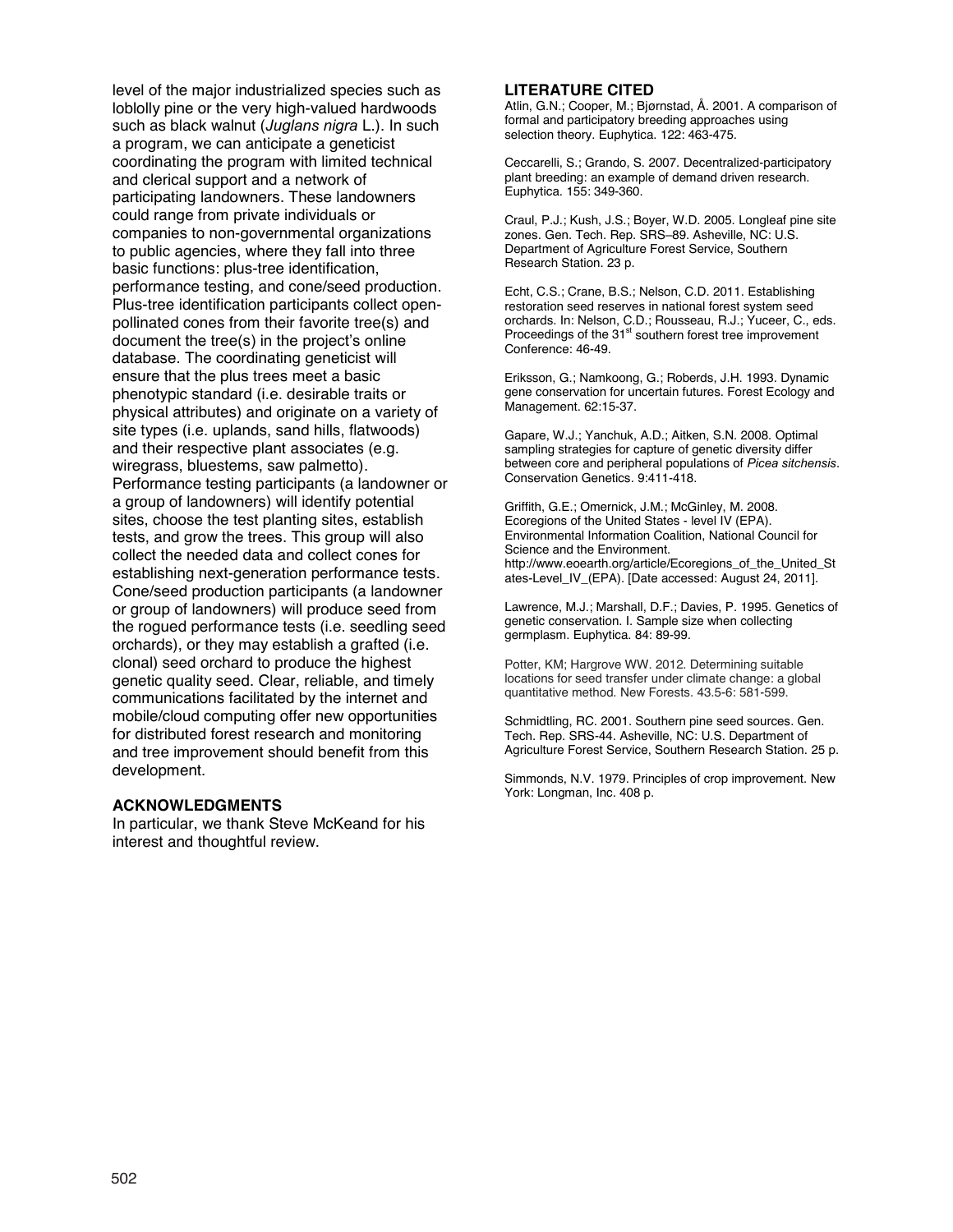level of the major industrialized species such as loblolly pine or the very high-valued hardwoods such as black walnut (*Juglans nigra* L.). In such a program, we can anticipate a geneticist coordinating the program with limited technical and clerical support and a network of participating landowners. These landowners could range from private individuals or companies to non-governmental organizations to public agencies, where they fall into three basic functions: plus-tree identification, performance testing, and cone/seed production. Plus-tree identification participants collect open-pollinated cones from their favorite tree(s) and document the tree(s) in the project's online database. The coordinating geneticist will ensure that the plus trees meet a basic phenotypic standard (i.e. desirable traits or physical attributes) and originate on a variety of site types (i.e. uplands, sand hills, flatwoods) and their respective plant associates (e.g. wiregrass, bluestems, saw palmetto). Performance testing participants (a landowner or a group of landowners) will identify potential sites, choose the test planting sites, establish tests, and grow the trees. This group will also collect the needed data and collect cones for establishing next-generation performance tests. Cone/seed production participants (a landowner or group of landowners) will produce seed from the rogued performance tests (i.e. seedling seed orchards), or they may establish a grafted (i.e. clonal) seed orchard to produce the highest genetic quality seed. Clear, reliable, and timely communications facilitated by the internet and mobile/cloud computing offer new opportunities for distributed forest research and monitoring and tree improvement should benefit from this development.

## ACKNOWLEDGMENTS

In particular, we thank Steve McKeand for his interest and thoughtful review.

## LITERATURE CITED

Atlin, G.N.; Cooper, M.; Bjørnstad, Å. 2001. A comparison of formal and participatory breeding approaches using selection theory. Euphytica. 122: 463-475.

Ceccarelli, S.; Grando, S. 2007. Decentralized-participatory plant breeding: an example of demand driven research. Euphytica. 155: 349-360.

Craul, P.J.; Kush, J.S.; Boyer, W.D. 2005. Longleaf pine site zones. Gen. Tech. Rep. SRS–89. Asheville, NC: U.S. Department of Agriculture Forest Service, Southern Research Station. 23 p.

Echt, C.S.; Crane, B.S.; Nelson, C.D. 2011. Establishing restoration seed reserves in national forest system seed orchards. In: Nelson, C.D.; Rousseau, R.J.; Yuceer, C., eds. Proceedings of the 31st southern forest tree improvement Conference: 46-49.

Eriksson, G.; Namkoong, G.; Roberds, J.H. 1993. Dynamic gene conservation for uncertain futures. Forest Ecology and Management. 62:15-37.

Gapare, W.J.; Yanchuk, A.D.; Aitken, S.N. 2008. Optimal sampling strategies for capture of genetic diversity differ between core and peripheral populations of *Picea sitchensis*. Conservation Genetics. 9:411-418.

Griffith, G.E.; Omernick, J.M.; McGinley, M. 2008. Ecoregions of the United States - level IV (EPA). Environmental Information Coalition, National Council for Science and the Environment. http://www.eoearth.org/article/Ecoregions_of_the_United_States-Level_IV_(EPA). [Date accessed: August 24, 2011].

Lawrence, M.J.; Marshall, D.F.; Davies, P. 1995. Genetics of genetic conservation. I. Sample size when collecting germplasm. Euphytica. 84: 89-99.

Potter, KM; Hargrove WW. 2012. Determining suitable locations for seed transfer under climate change: a global quantitative method. New Forests. 43.5-6: 581-599.

Schmidtling, RC. 2001. Southern pine seed sources. Gen. Tech. Rep. SRS-44. Asheville, NC: U.S. Department of Agriculture Forest Service, Southern Research Station. 25 p.

Simmonds, N.V. 1979. Principles of crop improvement. New York: Longman, Inc. 408 p.